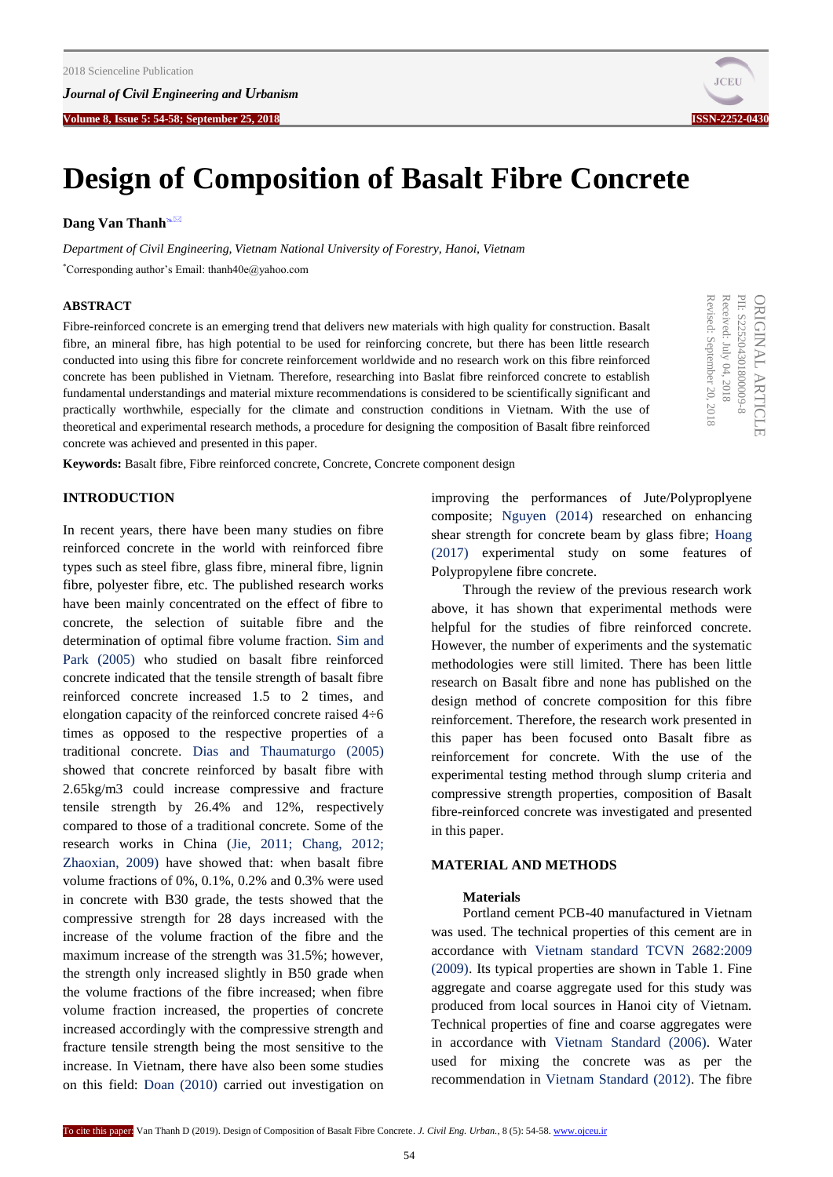# Design of Composition of Basalt Fibre Concrete

**Dang Van Thanh**

*Department of Civil Engineering, Vietnam National University of Forestry, Hanoi, Vietnam*

*Corresponding author's Email: thanh40e@yahoo.com

ORIGINAL ARTICLE
PII: S225204301800009-8
Received: July 04, 2018
Revised: September 20, 2018

### ABSTRACT

Fibre-reinforced concrete is an emerging trend that delivers new materials with high quality for construction. Basalt fibre, an mineral fibre, has high potential to be used for reinforcing concrete, but there has been little research conducted into using this fibre for concrete reinforcement worldwide and no research work on this fibre reinforced concrete has been published in Vietnam. Therefore, researching into Baslat fibre reinforced concrete to establish fundamental understandings and material mixture recommendations is considered to be scientifically significant and practically worthwhile, especially for the climate and construction conditions in Vietnam. With the use of theoretical and experimental research methods, a procedure for designing the composition of Basalt fibre reinforced concrete was achieved and presented in this paper.

**Keywords:** Basalt fibre, Fibre reinforced concrete, Concrete, Concrete component design

## INTRODUCTION

In recent years, there have been many studies on fibre reinforced concrete in the world with reinforced fibre types such as steel fibre, glass fibre, mineral fibre, lignin fibre, polyester fibre, etc. The published research works have been mainly concentrated on the effect of fibre to concrete, the selection of suitable fibre and the determination of optimal fibre volume fraction. Sim and Park (2005) who studied on basalt fibre reinforced concrete indicated that the tensile strength of basalt fibre reinforced concrete increased 1.5 to 2 times, and elongation capacity of the reinforced concrete raised 4÷6 times as opposed to the respective properties of a traditional concrete. Dias and Thaumaturgo (2005) showed that concrete reinforced by basalt fibre with 2.65kg/m3 could increase compressive and fracture tensile strength by 26.4% and 12%, respectively compared to those of a traditional concrete. Some of the research works in China (Jie, 2011; Chang, 2012; Zhaoxian, 2009) have showed that: when basalt fibre volume fractions of 0%, 0.1%, 0.2% and 0.3% were used in concrete with B30 grade, the tests showed that the compressive strength for 28 days increased with the increase of the volume fraction of the fibre and the maximum increase of the strength was 31.5%; however, the strength only increased slightly in B50 grade when the volume fractions of the fibre increased; when fibre volume fraction increased, the properties of concrete increased accordingly with the compressive strength and fracture tensile strength being the most sensitive to the increase. In Vietnam, there have also been some studies on this field: Doan (2010) carried out investigation on improving the performances of Jute/Polyproplyene composite; Nguyen (2014) researched on enhancing shear strength for concrete beam by glass fibre; Hoang (2017) experimental study on some features of Polypropylene fibre concrete.

Through the review of the previous research work above, it has shown that experimental methods were helpful for the studies of fibre reinforced concrete. However, the number of experiments and the systematic methodologies were still limited. There has been little research on Basalt fibre and none has published on the design method of concrete composition for this fibre reinforcement. Therefore, the research work presented in this paper has been focused onto Basalt fibre as reinforcement for concrete. With the use of the experimental testing method through slump criteria and compressive strength properties, composition of Basalt fibre-reinforced concrete was investigated and presented in this paper.

## MATERIAL AND METHODS

### Materials

Portland cement PCB-40 manufactured in Vietnam was used. The technical properties of this cement are in accordance with Vietnam standard TCVN 2682:2009 (2009). Its typical properties are shown in Table 1. Fine aggregate and coarse aggregate used for this study was produced from local sources in Hanoi city of Vietnam. Technical properties of fine and coarse aggregates were in accordance with Vietnam Standard (2006). Water used for mixing the concrete was as per the recommendation in Vietnam Standard (2012). The fibre

To cite this paper: Van Thanh D (2019). Design of Composition of Basalt Fibre Concrete. *J. Civil Eng. Urban.*, 8 (5): 54-58. www.ojceu.ir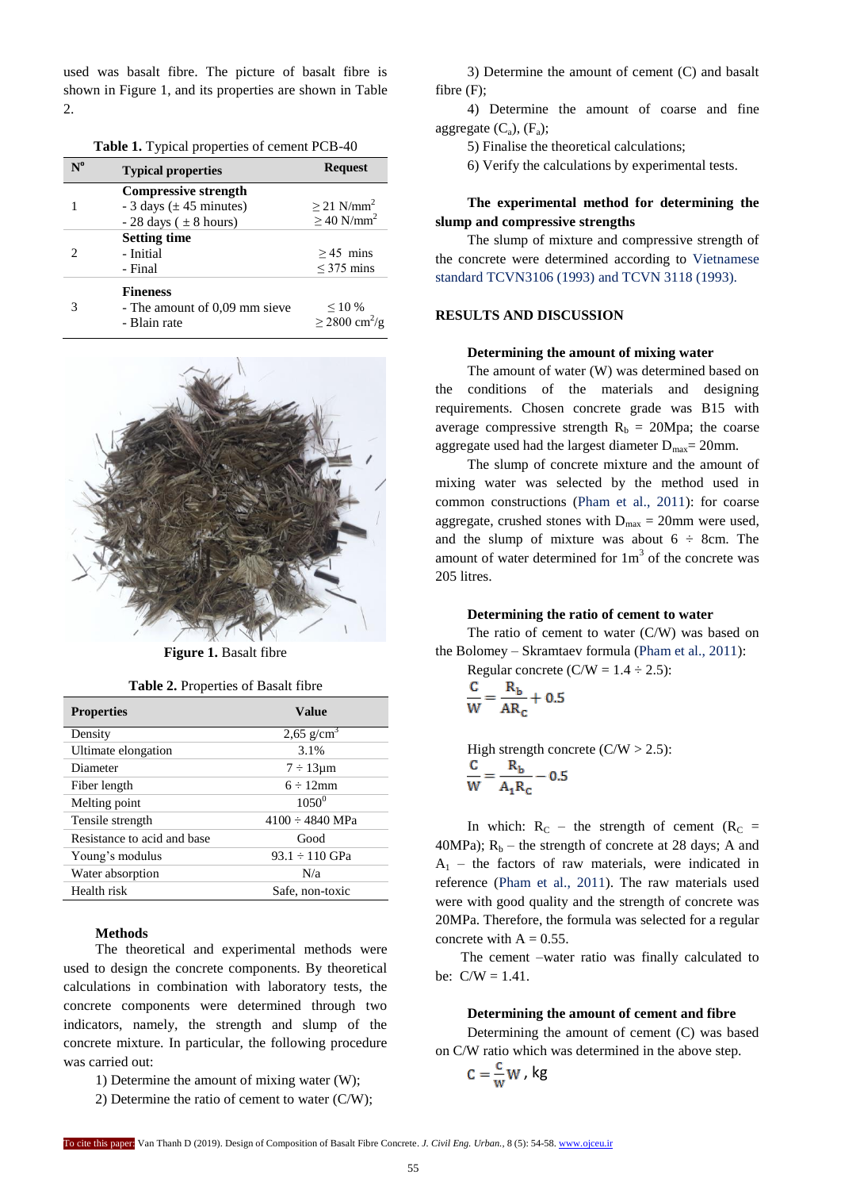used was basalt fibre. The picture of basalt fibre is shown in Figure 1, and its properties are shown in Table 2.

**Table 1.** Typical properties of cement PCB-40

| N° | Typical properties | Request |
|---|---|---|
| 1 | **Compressive strength**<br>- 3 days (± 45 minutes)<br>- 28 days ( ± 8 hours) | <br>≥ 21 N/mm²<br>≥ 40 N/mm² |
| 2 | **Setting time**<br>- Initial<br>- Final | <br>≥ 45 mins<br>≤ 375 mins |
| 3 | **Fineness**<br>- The amount of 0,09 mm sieve<br>- Blain rate | <br>≤ 10 %<br>≥ 2800 cm²/g |

**Figure 1.** Basalt fibre

**Table 2.** Properties of Basalt fibre

| Properties | Value |
|---|---|
| Density | 2,65 g/cm³ |
| Ultimate elongation | 3.1% |
| Diameter | 7 ÷ 13μm |
| Fiber length | 6 ÷ 12mm |
| Melting point | 1050⁰ |
| Tensile strength | 4100 ÷ 4840 MPa |
| Resistance to acid and base | Good |
| Young's modulus | 93.1 ÷ 110 GPa |
| Water absorption | N/a |
| Health risk | Safe, non-toxic |

### Methods

The theoretical and experimental methods were used to design the concrete components. By theoretical calculations in combination with laboratory tests, the concrete components were determined through two indicators, namely, the strength and slump of the concrete mixture. In particular, the following procedure was carried out:

1) Determine the amount of mixing water (W);
2) Determine the ratio of cement to water (C/W);
3) Determine the amount of cement (C) and basalt fibre (F);
4) Determine the amount of coarse and fine aggregate ($C_a$), ($F_a$);
5) Finalise the theoretical calculations;
6) Verify the calculations by experimental tests.

### The experimental method for determining the slump and compressive strengths

The slump of mixture and compressive strength of the concrete were determined according to Vietnamese standard TCVN3106 (1993) and TCVN 3118 (1993).

## RESULTS AND DISCUSSION

### Determining the amount of mixing water

The amount of water (W) was determined based on the conditions of the materials and designing requirements. Chosen concrete grade was B15 with average compressive strength $R_b$ = 20Mpa; the coarse aggregate used had the largest diameter $D_{max}$= 20mm.

The slump of concrete mixture and the amount of mixing water was selected by the method used in common constructions (Pham et al., 2011): for coarse aggregate, crushed stones with $D_{max}$ = 20mm were used, and the slump of mixture was about 6 ÷ 8cm. The amount of water determined for $1m^3$ of the concrete was 205 litres.

### Determining the ratio of cement to water

The ratio of cement to water (C/W) was based on the Bolomey – Skramtaev formula (Pham et al., 2011):

Regular concrete (C/W = 1.4 ÷ 2.5):

$$\frac{C}{W} = \frac{R_b}{AR_C} + 0.5$$

High strength concrete (C/W > 2.5):

$$\frac{C}{W} = \frac{R_b}{A_1 R_C} - 0.5$$

In which: $R_C$ – the strength of cement ($R_C$ = 40MPa); $R_b$ – the strength of concrete at 28 days; A and $A_1$ – the factors of raw materials, were indicated in reference (Pham et al., 2011). The raw materials used were with good quality and the strength of concrete was 20MPa. Therefore, the formula was selected for a regular concrete with A = 0.55.

The cement –water ratio was finally calculated to be: C/W = 1.41.

### Determining the amount of cement and fibre

Determining the amount of cement (C) was based on C/W ratio which was determined in the above step.

$$C = \frac{C}{W} W \text{, kg}$$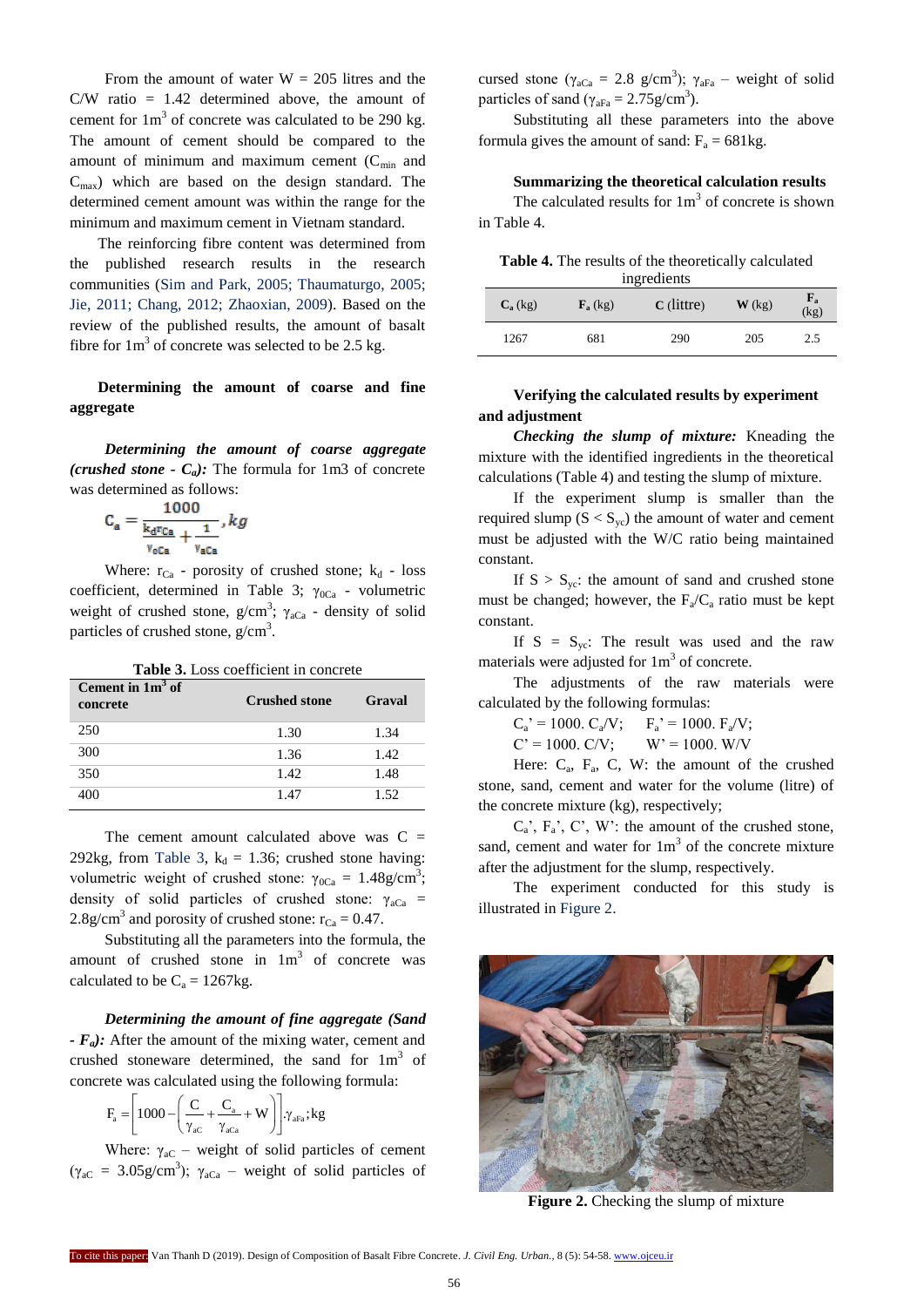From the amount of water W = 205 litres and the C/W ratio = 1.42 determined above, the amount of cement for 1m$^3$ of concrete was calculated to be 290 kg. The amount of cement should be compared to the amount of minimum and maximum cement ($C_{min}$ and $C_{max}$) which are based on the design standard. The determined cement amount was within the range for the minimum and maximum cement in Vietnam standard.

The reinforcing fibre content was determined from the published research results in the research communities (Sim and Park, 2005; Thaumaturgo, 2005; Jie, 2011; Chang, 2012; Zhaoxian, 2009). Based on the review of the published results, the amount of basalt fibre for 1m$^3$ of concrete was selected to be 2.5 kg.

**Determining the amount of coarse and fine aggregate**

***Determining the amount of coarse aggregate (crushed stone - $C_a$):*** The formula for 1m3 of concrete was determined as follows:

$$C_a = \frac{1000}{\frac{k_d r_{Ca}}{\gamma_{oCa}} + \frac{1}{\gamma_{aCa}}}, kg$$

Where: $r_{Ca}$ - porosity of crushed stone; $k_d$ - loss coefficient, determined in Table 3; $\gamma_{0Ca}$ - volumetric weight of crushed stone, g/cm$^3$; $\gamma_{aCa}$ - density of solid particles of crushed stone, g/cm$^3$.

**Table 3.** Loss coefficient in concrete

| Cement in 1m$^3$ of concrete | Crushed stone | Graval |
|---|---|---|
| 250 | 1.30 | 1.34 |
| 300 | 1.36 | 1.42 |
| 350 | 1.42 | 1.48 |
| 400 | 1.47 | 1.52 |

The cement amount calculated above was C = 292kg, from Table 3, $k_d$ = 1.36; crushed stone having: volumetric weight of crushed stone: $\gamma_{0Ca}$ = 1.48g/cm$^3$; density of solid particles of crushed stone: $\gamma_{aCa}$ = 2.8g/cm$^3$ and porosity of crushed stone: $r_{Ca}$ = 0.47.

Substituting all the parameters into the formula, the amount of crushed stone in 1m$^3$ of concrete was calculated to be $C_a$ = 1267kg.

***Determining the amount of fine aggregate (Sand - $F_a$):*** After the amount of the mixing water, cement and crushed stoneware determined, the sand for 1m$^3$ of concrete was calculated using the following formula:

$$F_a = \left[1000 - \left(\frac{C}{\gamma_{aC}} + \frac{C_a}{\gamma_{aCa}} + W\right)\right] \cdot \gamma_{aFa}; kg$$

Where: $\gamma_{aC}$ – weight of solid particles of cement ($\gamma_{aC}$ = 3.05g/cm$^3$); $\gamma_{aCa}$ – weight of solid particles of cursed stone ($\gamma_{aCa}$ = 2.8 g/cm$^3$); $\gamma_{aFa}$ – weight of solid particles of sand ($\gamma_{aFa}$ = 2.75g/cm$^3$).

Substituting all these parameters into the above formula gives the amount of sand: $F_a$ = 681kg.

**Summarizing the theoretical calculation results**

The calculated results for 1m$^3$ of concrete is shown in Table 4.

**Table 4.** The results of the theoretically calculated ingredients

| $C_a$ (kg) | $F_a$ (kg) | C (littre) | W (kg) | $F_a$ (kg) |
|---|---|---|---|---|
| 1267 | 681 | 290 | 205 | 2.5 |

**Verifying the calculated results by experiment and adjustment**

***Checking the slump of mixture:*** Kneading the mixture with the identified ingredients in the theoretical calculations (Table 4) and testing the slump of mixture.

If the experiment slump is smaller than the required slump ($S < S_{yc}$) the amount of water and cement must be adjusted with the W/C ratio being maintained constant.

If $S > S_{yc}$: the amount of sand and crushed stone must be changed; however, the $F_a/C_a$ ratio must be kept constant.

If $S = S_{yc}$: The result was used and the raw materials were adjusted for 1m$^3$ of concrete.

The adjustments of the raw materials were calculated by the following formulas:

$C_a' = 1000.\ C_a/V$; $\quad F_a' = 1000.\ F_a/V$;

$C' = 1000.\ C/V$; $\quad W' = 1000.\ W/V$

Here: $C_a$, $F_a$, C, W: the amount of the crushed stone, sand, cement and water for the volume (litre) of the concrete mixture (kg), respectively;

$C_a'$, $F_a'$, C', W': the amount of the crushed stone, sand, cement and water for 1m$^3$ of the concrete mixture after the adjustment for the slump, respectively.

The experiment conducted for this study is illustrated in Figure 2.

**Figure 2.** Checking the slump of mixture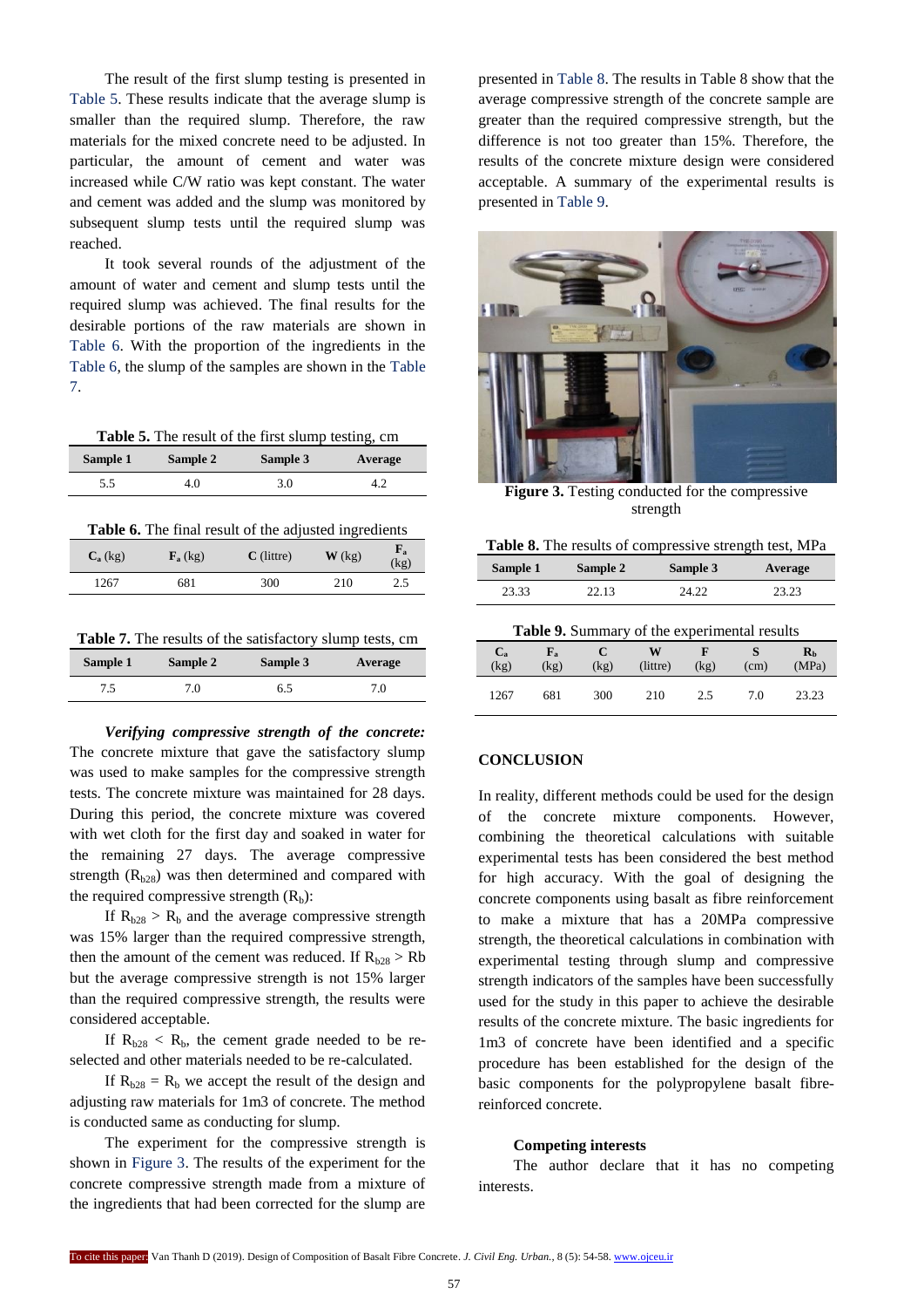The result of the first slump testing is presented in Table 5. These results indicate that the average slump is smaller than the required slump. Therefore, the raw materials for the mixed concrete need to be adjusted. In particular, the amount of cement and water was increased while C/W ratio was kept constant. The water and cement was added and the slump was monitored by subsequent slump tests until the required slump was reached.

It took several rounds of the adjustment of the amount of water and cement and slump tests until the required slump was achieved. The final results for the desirable portions of the raw materials are shown in Table 6. With the proportion of the ingredients in the Table 6, the slump of the samples are shown in the Table 7.

**Table 5.** The result of the first slump testing, cm

| Sample 1 | Sample 2 | Sample 3 | Average |
|---|---|---|---|
| 5.5 | 4.0 | 3.0 | 4.2 |

**Table 6.** The final result of the adjusted ingredients

| $C_a$ (kg) | $F_a$ (kg) | C (littre) | W (kg) | $F_a$ (kg) |
|---|---|---|---|---|
| 1267 | 681 | 300 | 210 | 2.5 |

**Table 7.** The results of the satisfactory slump tests, cm

| Sample 1 | Sample 2 | Sample 3 | Average |
|---|---|---|---|
| 7.5 | 7.0 | 6.5 | 7.0 |

***Verifying compressive strength of the concrete:*** The concrete mixture that gave the satisfactory slump was used to make samples for the compressive strength tests. The concrete mixture was maintained for 28 days. During this period, the concrete mixture was covered with wet cloth for the first day and soaked in water for the remaining 27 days. The average compressive strength ($R_{b28}$) was then determined and compared with the required compressive strength ($R_b$):

If $R_{b28} > R_b$ and the average compressive strength was 15% larger than the required compressive strength, then the amount of the cement was reduced. If $R_{b28} > Rb$ but the average compressive strength is not 15% larger than the required compressive strength, the results were considered acceptable.

If $R_{b28} < R_b$, the cement grade needed to be re-selected and other materials needed to be re-calculated.

If $R_{b28} = R_b$ we accept the result of the design and adjusting raw materials for 1m3 of concrete. The method is conducted same as conducting for slump.

The experiment for the compressive strength is shown in Figure 3. The results of the experiment for the concrete compressive strength made from a mixture of the ingredients that had been corrected for the slump are presented in Table 8. The results in Table 8 show that the average compressive strength of the concrete sample are greater than the required compressive strength, but the difference is not too greater than 15%. Therefore, the results of the concrete mixture design were considered acceptable. A summary of the experimental results is presented in Table 9.

**Figure 3.** Testing conducted for the compressive strength

**Table 8.** The results of compressive strength test, MPa

| Sample 1 | Sample 2 | Sample 3 | Average |
|---|---|---|---|
| 23.33 | 22.13 | 24.22 | 23.23 |

**Table 9.** Summary of the experimental results

| $C_a$ (kg) | $F_a$ (kg) | C (kg) | W (littre) | F (kg) | S (cm) | $R_b$ (MPa) |
|---|---|---|---|---|---|---|
| 1267 | 681 | 300 | 210 | 2.5 | 7.0 | 23.23 |

## CONCLUSION

In reality, different methods could be used for the design of the concrete mixture components. However, combining the theoretical calculations with suitable experimental tests has been considered the best method for high accuracy. With the goal of designing the concrete components using basalt as fibre reinforcement to make a mixture that has a 20MPa compressive strength, the theoretical calculations in combination with experimental testing through slump and compressive strength indicators of the samples have been successfully used for the study in this paper to achieve the desirable results of the concrete mixture. The basic ingredients for 1m3 of concrete have been identified and a specific procedure has been established for the design of the basic components for the polypropylene basalt fibre-reinforced concrete.

**Competing interests**

The author declare that it has no competing interests.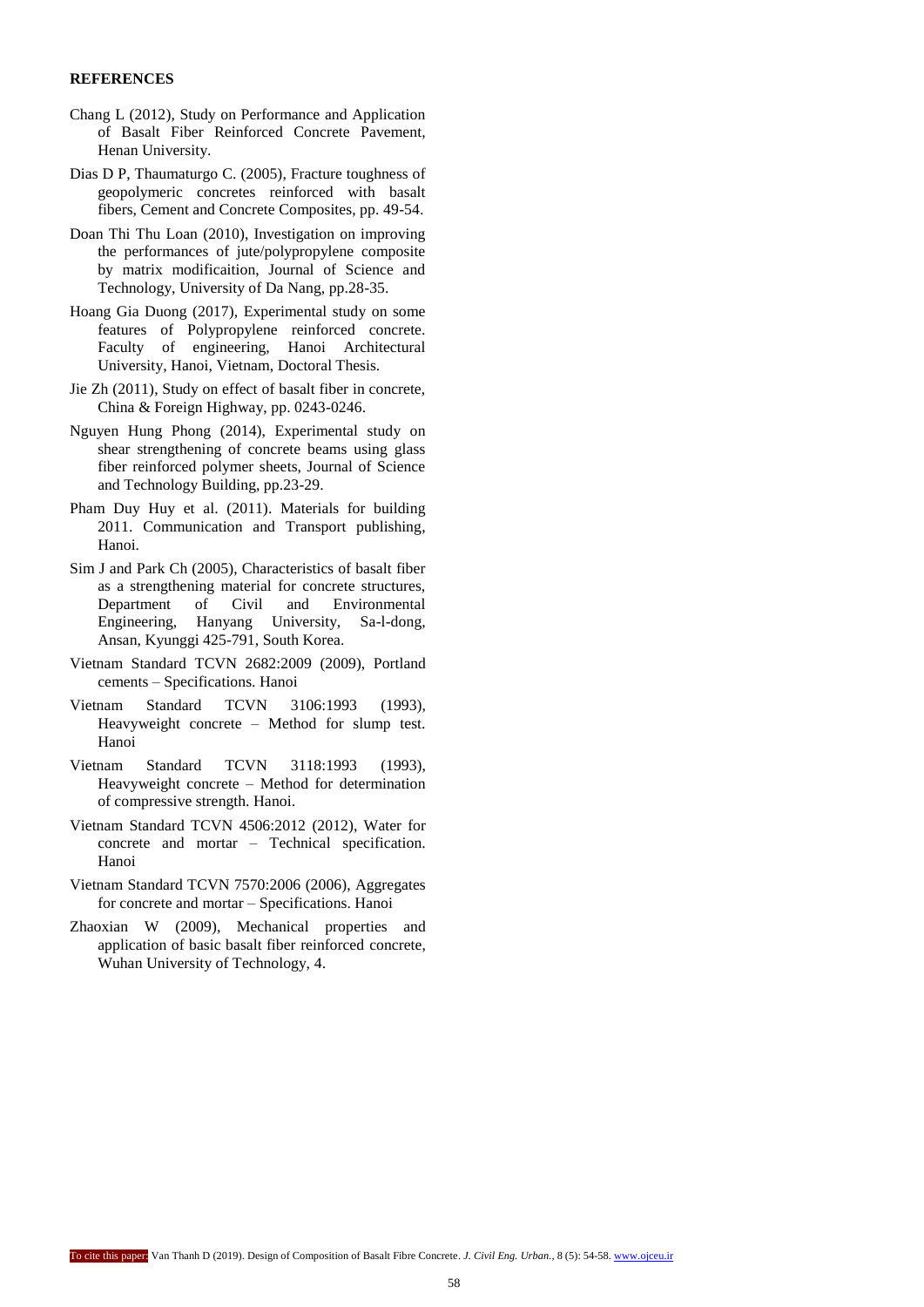**REFERENCES**

Chang L (2012), Study on Performance and Application of Basalt Fiber Reinforced Concrete Pavement, Henan University.

Dias D P, Thaumaturgo C. (2005), Fracture toughness of geopolymeric concretes reinforced with basalt fibers, Cement and Concrete Composites, pp. 49-54.

Doan Thi Thu Loan (2010), Investigation on improving the performances of jute/polypropylene composite by matrix modificaition, Journal of Science and Technology, University of Da Nang, pp.28-35.

Hoang Gia Duong (2017), Experimental study on some features of Polypropylene reinforced concrete. Faculty of engineering, Hanoi Architectural University, Hanoi, Vietnam, Doctoral Thesis.

Jie Zh (2011), Study on effect of basalt fiber in concrete, China & Foreign Highway, pp. 0243-0246.

Nguyen Hung Phong (2014), Experimental study on shear strengthening of concrete beams using glass fiber reinforced polymer sheets, Journal of Science and Technology Building, pp.23-29.

Pham Duy Huy et al. (2011). Materials for building 2011. Communication and Transport publishing, Hanoi.

Sim J and Park Ch (2005), Characteristics of basalt fiber as a strengthening material for concrete structures, Department of Civil and Environmental Engineering, Hanyang University, Sa-l-dong, Ansan, Kyunggi 425-791, South Korea.

Vietnam Standard TCVN 2682:2009 (2009), Portland cements – Specifications. Hanoi

Vietnam Standard TCVN 3106:1993 (1993), Heavyweight concrete – Method for slump test. Hanoi

Vietnam Standard TCVN 3118:1993 (1993), Heavyweight concrete – Method for determination of compressive strength. Hanoi.

Vietnam Standard TCVN 4506:2012 (2012), Water for concrete and mortar – Technical specification. Hanoi

Vietnam Standard TCVN 7570:2006 (2006), Aggregates for concrete and mortar – Specifications. Hanoi

Zhaoxian W (2009), Mechanical properties and application of basic basalt fiber reinforced concrete, Wuhan University of Technology, 4.